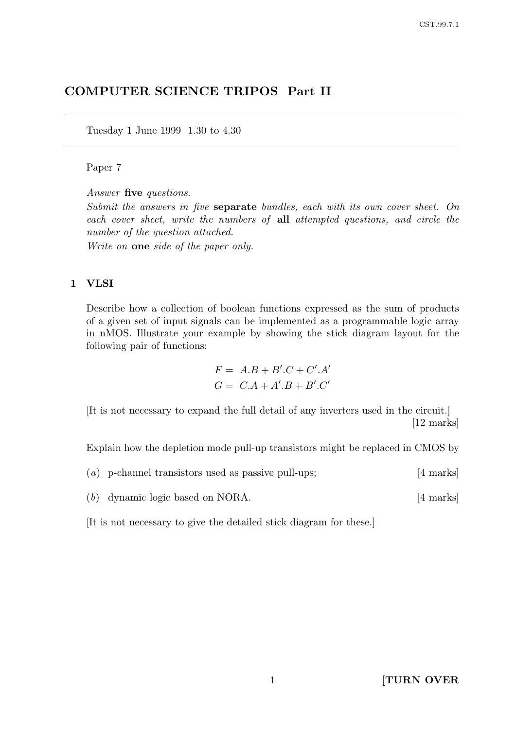# COMPUTER SCIENCE TRIPOS Part II

Tuesday 1 June 1999 1.30 to 4.30

Paper 7

*Answer* **five** *questions.*

*Submit the answers in five* **separate** *bundles, each with its own cover sheet. On each cover sheet, write the numbers of* **all** *attempted questions, and circle the number of the question attached.*

*Write on* **one** *side of the paper only.*

## 1 VLSI

Describe how a collection of boolean functions expressed as the sum of products of a given set of input signals can be implemented as a programmable logic array in nMOS. Illustrate your example by showing the stick diagram layout for the following pair of functions:

$$F = A.B + B'.C + C'.A'$$
$$G = C.A + A'.B + B'.C'$$

[It is not necessary to expand the full detail of any inverters used in the circuit.]

[12 marks]

Explain how the depletion mode pull-up transistors might be replaced in CMOS by

(*a*) p-channel transistors used as passive pull-ups; [4 marks]

(*b*) dynamic logic based on NORA. [4 marks]

[It is not necessary to give the detailed stick diagram for these.]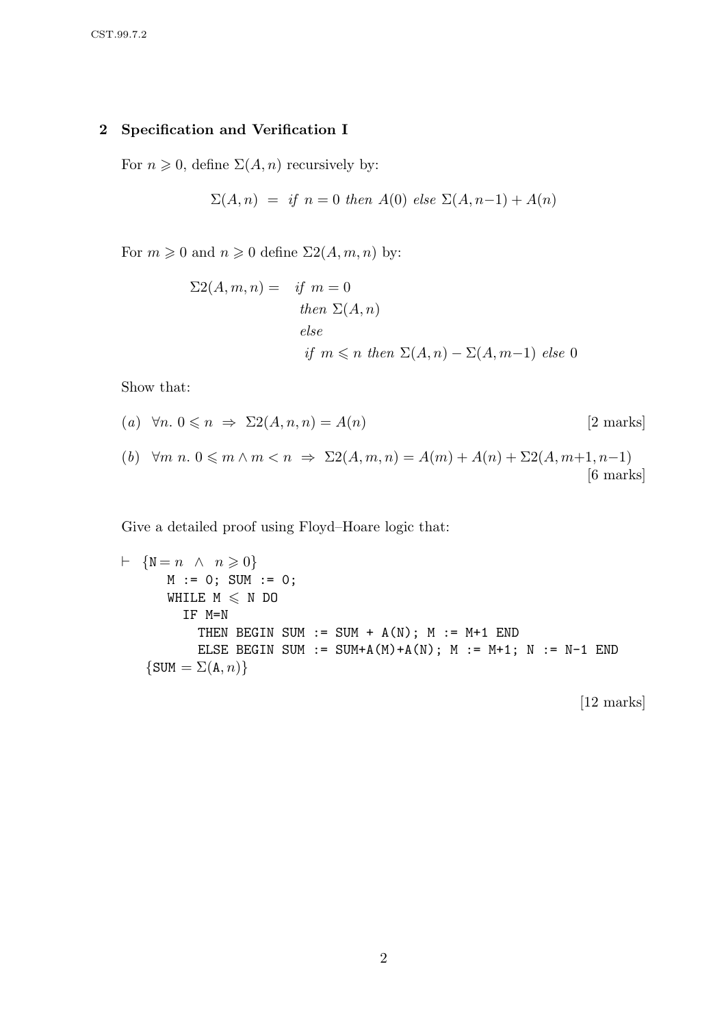## 2 Specification and Verification I

For $n \geqslant 0$, define $\Sigma(A, n)$ recursively by:

$$\Sigma(A,n) \;=\; \textit{if } n=0 \textit{ then } A(0) \textit{ else } \Sigma(A,n{-}1) + A(n)$$

For $m \geqslant 0$ and $n \geqslant 0$ define $\Sigma2(A,m,n)$ by:

$$\begin{array}{rl} \Sigma2(A,m,n) = & \textit{if } m=0 \\ & \textit{then } \Sigma(A,n) \\ & \textit{else} \\ & \;\textit{if } m \leqslant n \textit{ then } \Sigma(A,n) - \Sigma(A,m{-}1) \textit{ else } 0 \end{array}$$

Show that:

(*a*) $\forall n.\ 0 \leqslant n \;\Rightarrow\; \Sigma2(A,n,n) = A(n)$ [2 marks]

(*b*) $\forall m\ n.\ 0 \leqslant m \wedge m < n \;\Rightarrow\; \Sigma2(A,m,n) = A(m) + A(n) + \Sigma2(A, m{+}1, n{-}1)$ [6 marks]

Give a detailed proof using Floyd–Hoare logic that:

```
⊢  {N = n  ∧  n ⩾ 0}
      M := 0; SUM := 0;
      WHILE M ⩽ N DO
        IF M=N
          THEN BEGIN SUM := SUM + A(N); M := M+1 END
          ELSE BEGIN SUM := SUM+A(M)+A(N); M := M+1; N := N-1 END
    {SUM = Σ(A, n)}
```

[12 marks]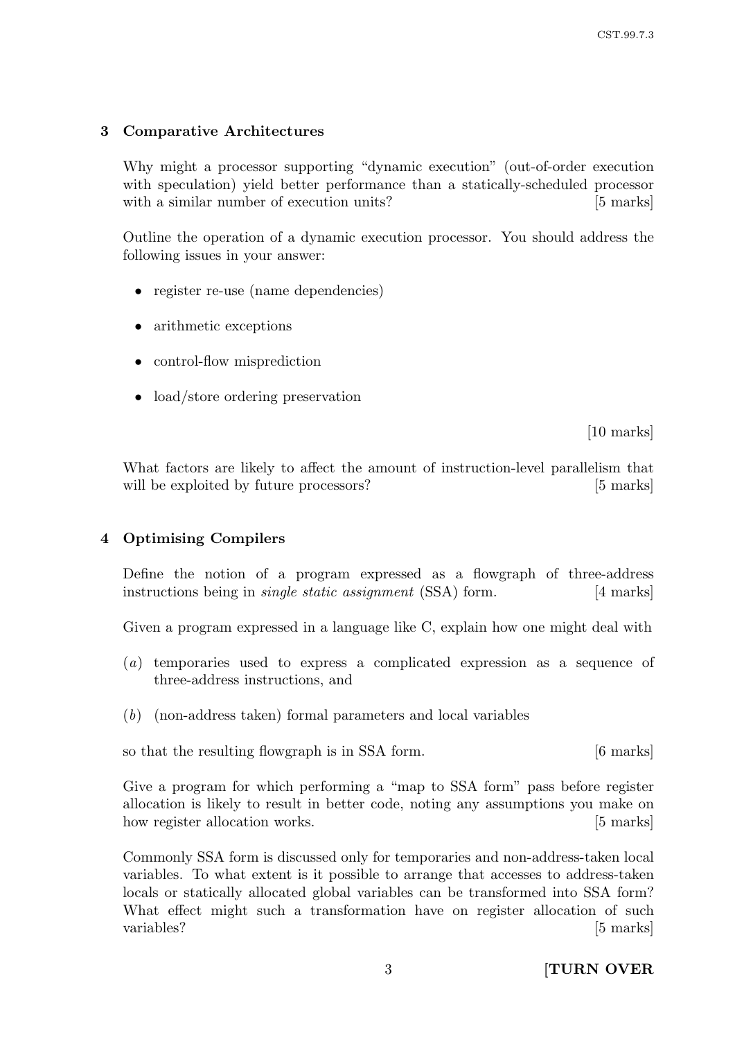## 3 Comparative Architectures

Why might a processor supporting "dynamic execution" (out-of-order execution with speculation) yield better performance than a statically-scheduled processor with a similar number of execution units? [5 marks]

Outline the operation of a dynamic execution processor. You should address the following issues in your answer:

- register re-use (name dependencies)
- arithmetic exceptions
- control-flow misprediction
- load/store ordering preservation

[10 marks]

What factors are likely to affect the amount of instruction-level parallelism that will be exploited by future processors? [5 marks]

## 4 Optimising Compilers

Define the notion of a program expressed as a flowgraph of three-address instructions being in *single static assignment* (SSA) form. [4 marks]

Given a program expressed in a language like C, explain how one might deal with

(*a*) temporaries used to express a complicated expression as a sequence of three-address instructions, and

(*b*) (non-address taken) formal parameters and local variables

so that the resulting flowgraph is in SSA form. [6 marks]

Give a program for which performing a "map to SSA form" pass before register allocation is likely to result in better code, noting any assumptions you make on how register allocation works. [5 marks]

Commonly SSA form is discussed only for temporaries and non-address-taken local variables. To what extent is it possible to arrange that accesses to address-taken locals or statically allocated global variables can be transformed into SSA form? What effect might such a transformation have on register allocation of such variables? [5 marks]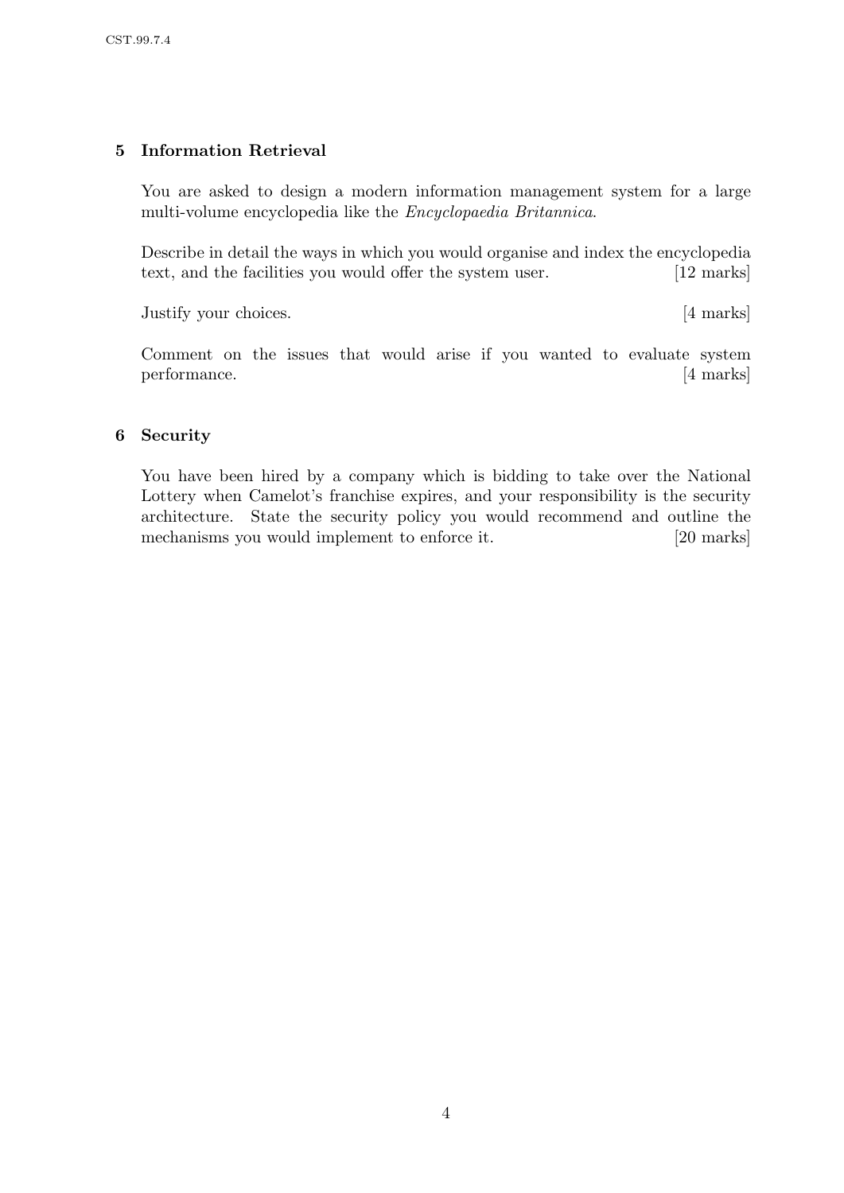## 5 Information Retrieval

You are asked to design a modern information management system for a large multi-volume encyclopedia like the *Encyclopaedia Britannica*.

Describe in detail the ways in which you would organise and index the encyclopedia text, and the facilities you would offer the system user. [12 marks]

Justify your choices. [4 marks]

Comment on the issues that would arise if you wanted to evaluate system performance. [4 marks]

## 6 Security

You have been hired by a company which is bidding to take over the National Lottery when Camelot's franchise expires, and your responsibility is the security architecture. State the security policy you would recommend and outline the mechanisms you would implement to enforce it. [20 marks]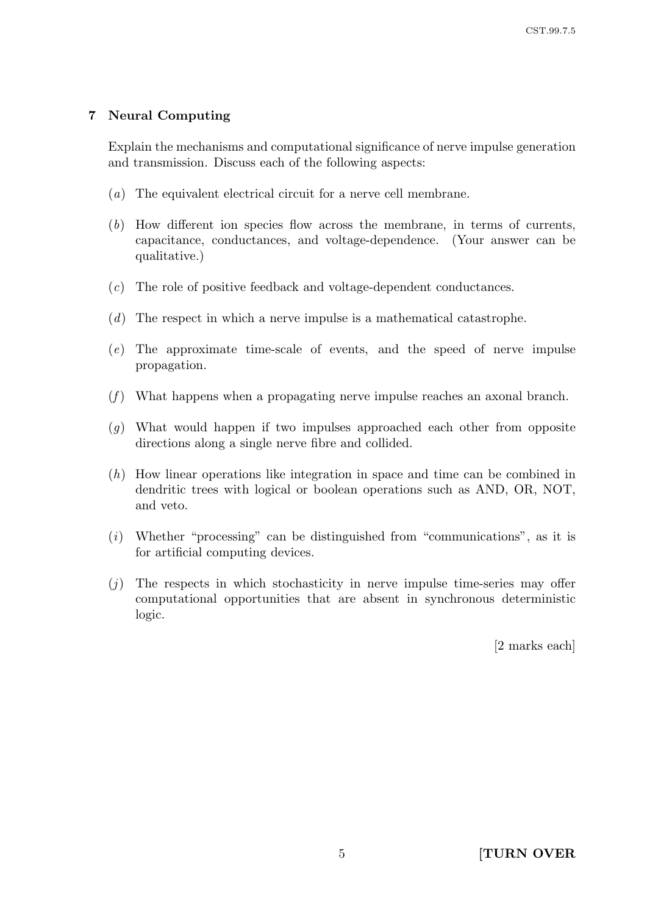## 7 Neural Computing

Explain the mechanisms and computational significance of nerve impulse generation and transmission. Discuss each of the following aspects:

(*a*) The equivalent electrical circuit for a nerve cell membrane.

(*b*) How different ion species flow across the membrane, in terms of currents, capacitance, conductances, and voltage-dependence. (Your answer can be qualitative.)

(*c*) The role of positive feedback and voltage-dependent conductances.

(*d*) The respect in which a nerve impulse is a mathematical catastrophe.

(*e*) The approximate time-scale of events, and the speed of nerve impulse propagation.

(*f*) What happens when a propagating nerve impulse reaches an axonal branch.

(*g*) What would happen if two impulses approached each other from opposite directions along a single nerve fibre and collided.

(*h*) How linear operations like integration in space and time can be combined in dendritic trees with logical or boolean operations such as AND, OR, NOT, and veto.

(*i*) Whether "processing" can be distinguished from "communications", as it is for artificial computing devices.

(*j*) The respects in which stochasticity in nerve impulse time-series may offer computational opportunities that are absent in synchronous deterministic logic.

[2 marks each]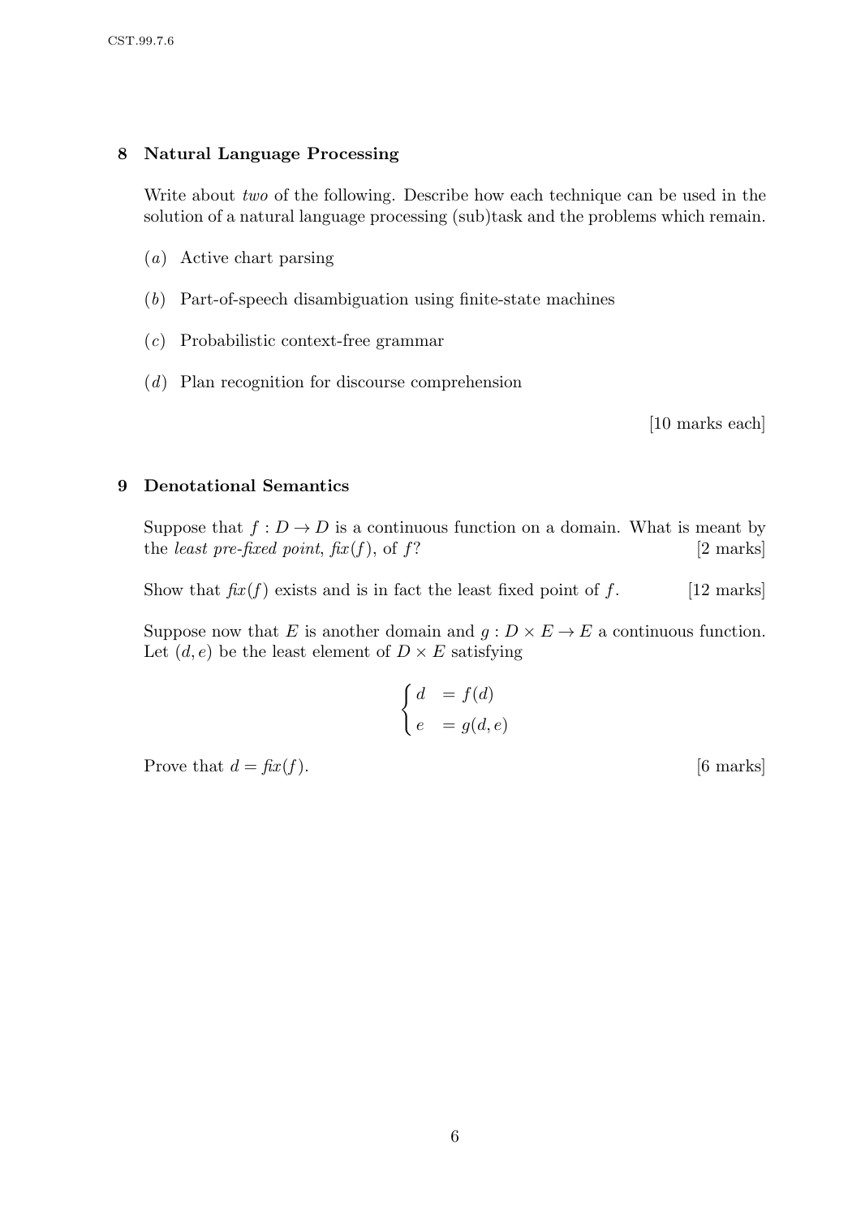## 8 Natural Language Processing

Write about *two* of the following. Describe how each technique can be used in the solution of a natural language processing (sub)task and the problems which remain.

(*a*) Active chart parsing

(*b*) Part-of-speech disambiguation using finite-state machines

(*c*) Probabilistic context-free grammar

(*d*) Plan recognition for discourse comprehension

[10 marks each]

## 9 Denotational Semantics

Suppose that $f : D \to D$ is a continuous function on a domain. What is meant by the *least pre-fixed point*, $\mathit{fix}(f)$, of $f$? [2 marks]

Show that $\mathit{fix}(f)$ exists and is in fact the least fixed point of $f$. [12 marks]

Suppose now that $E$ is another domain and $g : D \times E \to E$ a continuous function. Let $(d, e)$ be the least element of $D \times E$ satisfying

$$\begin{cases} d &= f(d) \\ e &= g(d, e) \end{cases}$$

Prove that $d = \mathit{fix}(f)$. [6 marks]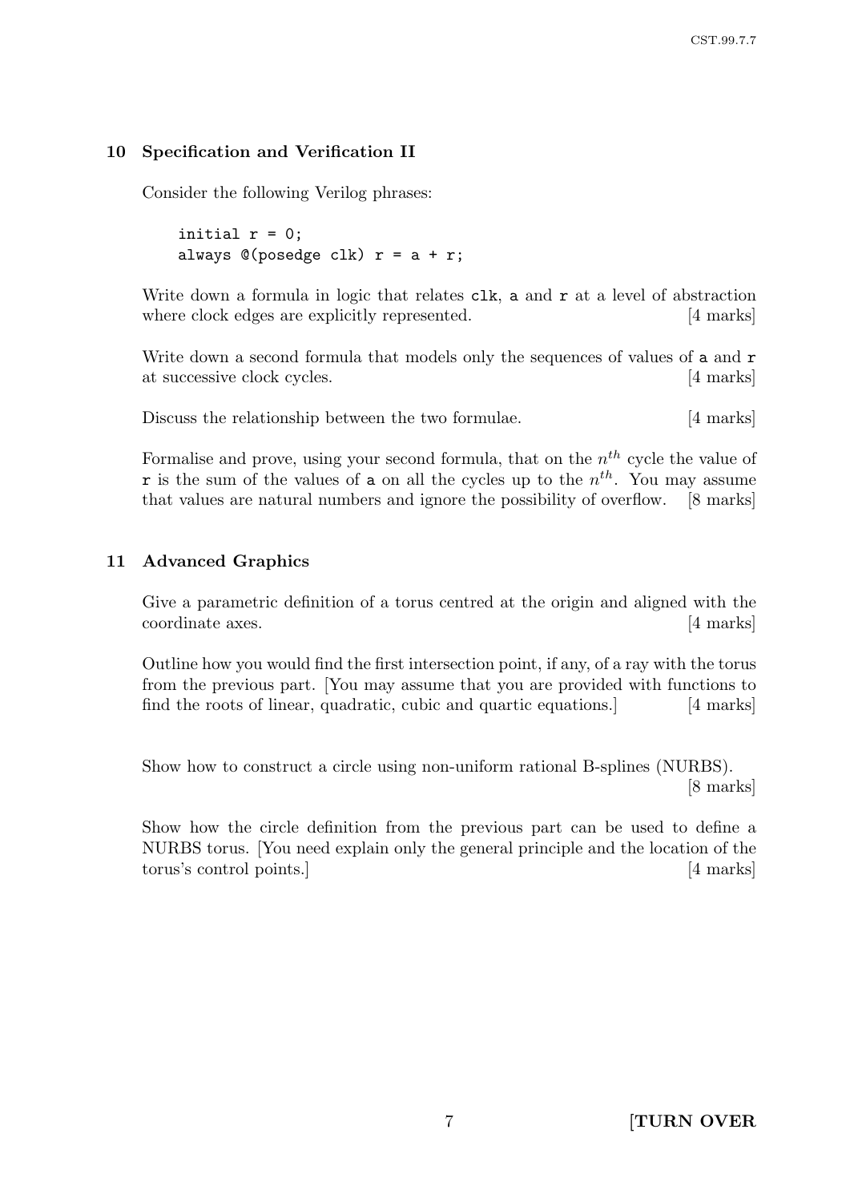## 10 Specification and Verification II

Consider the following Verilog phrases:

```
initial r = 0;
always @(posedge clk) r = a + r;
```

Write down a formula in logic that relates `clk`, `a` and `r` at a level of abstraction where clock edges are explicitly represented. [4 marks]

Write down a second formula that models only the sequences of values of `a` and `r` at successive clock cycles. [4 marks]

Discuss the relationship between the two formulae. [4 marks]

Formalise and prove, using your second formula, that on the $n^{th}$ cycle the value of `r` is the sum of the values of `a` on all the cycles up to the $n^{th}$. You may assume that values are natural numbers and ignore the possibility of overflow. [8 marks]

## 11 Advanced Graphics

Give a parametric definition of a torus centred at the origin and aligned with the coordinate axes. [4 marks]

Outline how you would find the first intersection point, if any, of a ray with the torus from the previous part. [You may assume that you are provided with functions to find the roots of linear, quadratic, cubic and quartic equations.] [4 marks]

Show how to construct a circle using non-uniform rational B-splines (NURBS). [8 marks]

Show how the circle definition from the previous part can be used to define a NURBS torus. [You need explain only the general principle and the location of the torus's control points.] [4 marks]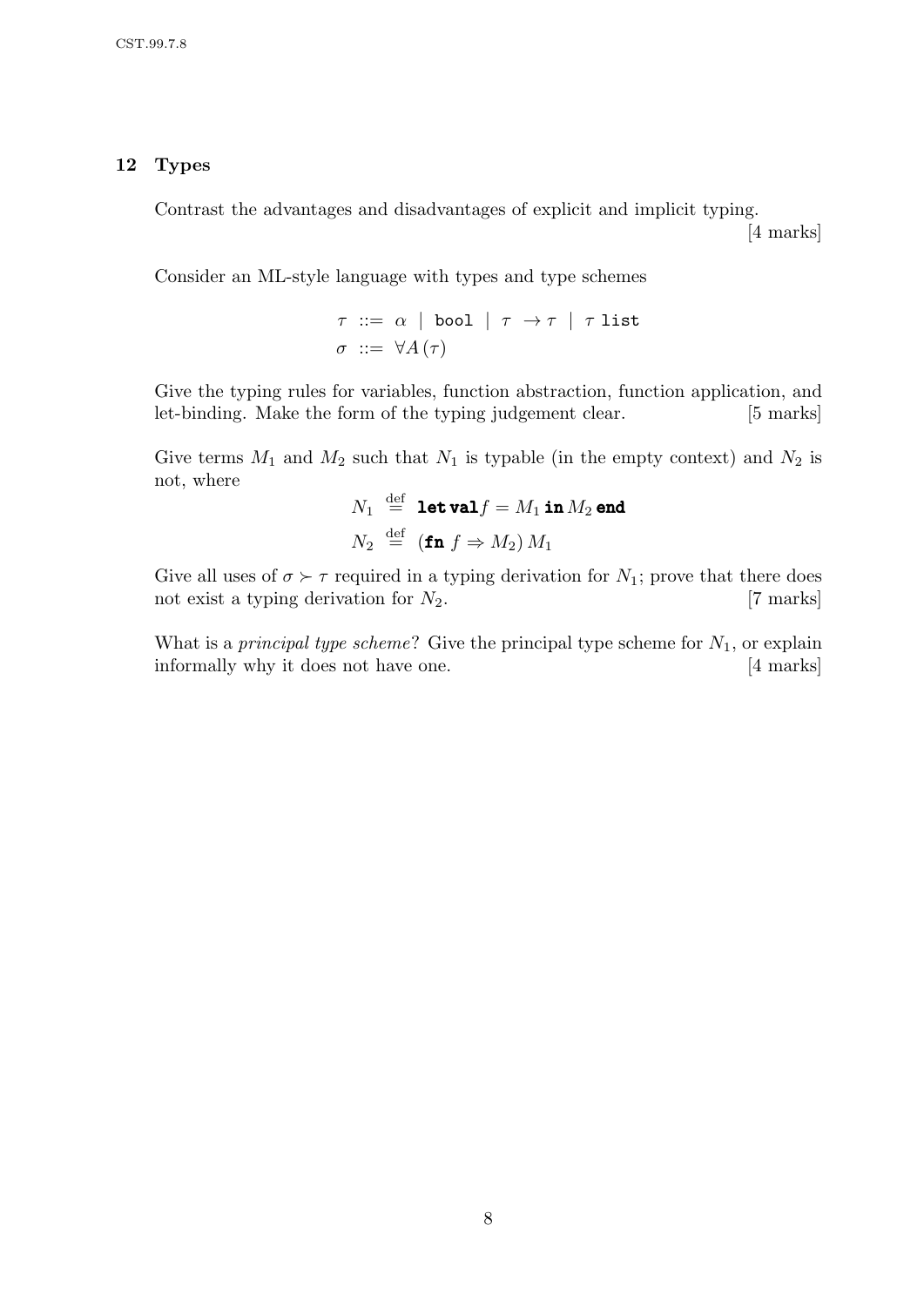## 12 Types

Contrast the advantages and disadvantages of explicit and implicit typing. [4 marks]

Consider an ML-style language with types and type schemes

$$\tau ::= \alpha \mid \texttt{bool} \mid \tau \to \tau \mid \tau\ \texttt{list}$$
$$\sigma ::= \forall A\,(\tau)$$

Give the typing rules for variables, function abstraction, function application, and let-binding. Make the form of the typing judgement clear. [5 marks]

Give terms $M_1$ and $M_2$ such that $N_1$ is typable (in the empty context) and $N_2$ is not, where

$$N_1 \stackrel{\text{def}}{=} \textbf{let val}\, f = M_1 \,\textbf{in}\, M_2 \,\textbf{end}$$
$$N_2 \stackrel{\text{def}}{=} (\textbf{fn}\ f \Rightarrow M_2)\, M_1$$

Give all uses of $\sigma \succ \tau$ required in a typing derivation for $N_1$; prove that there does not exist a typing derivation for $N_2$. [7 marks]

What is a *principal type scheme*? Give the principal type scheme for $N_1$, or explain informally why it does not have one. [4 marks]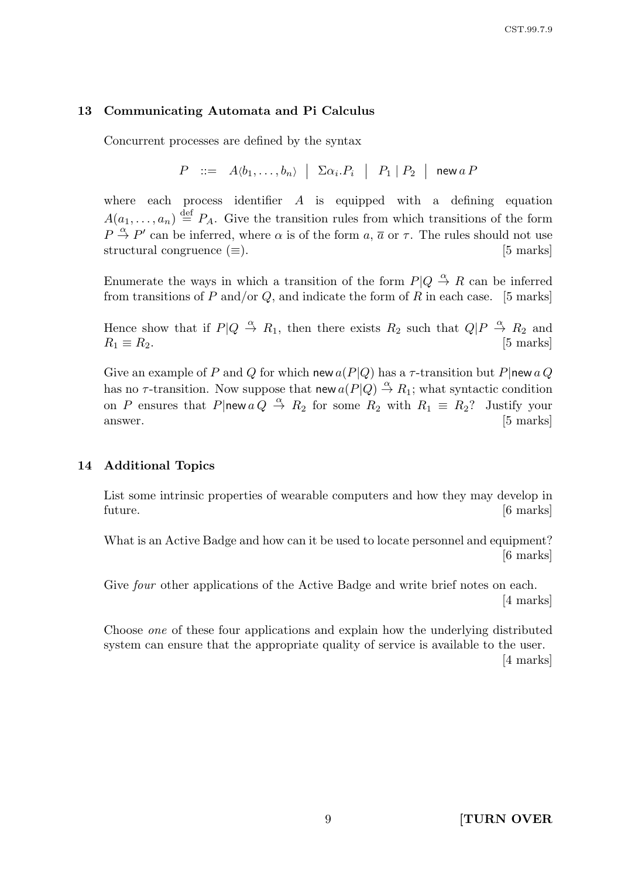## 13 Communicating Automata and Pi Calculus

Concurrent processes are defined by the syntax

$$P \ ::= \ A\langle b_1, \ldots, b_n \rangle \ \big| \ \Sigma\alpha_i.P_i \ \big| \ P_1 \mid P_2 \ \big| \ \mathsf{new}\, a\, P$$

where each process identifier $A$ is equipped with a defining equation $A(a_1, \ldots, a_n) \stackrel{\text{def}}{=} P_A$. Give the transition rules from which transitions of the form $P \stackrel{\alpha}{\rightarrow} P'$ can be inferred, where $\alpha$ is of the form $a$, $\overline{a}$ or $\tau$. The rules should not use structural congruence ($\equiv$). [5 marks]

Enumerate the ways in which a transition of the form $P|Q \stackrel{\alpha}{\rightarrow} R$ can be inferred from transitions of $P$ and/or $Q$, and indicate the form of $R$ in each case. [5 marks]

Hence show that if $P|Q \stackrel{\alpha}{\rightarrow} R_1$, then there exists $R_2$ such that $Q|P \stackrel{\alpha}{\rightarrow} R_2$ and $R_1 \equiv R_2$. [5 marks]

Give an example of $P$ and $Q$ for which $\mathsf{new}\, a(P|Q)$ has a $\tau$-transition but $P|\mathsf{new}\, a\, Q$ has no $\tau$-transition. Now suppose that $\mathsf{new}\, a(P|Q) \stackrel{\alpha}{\rightarrow} R_1$; what syntactic condition on $P$ ensures that $P|\mathsf{new}\, a\, Q \stackrel{\alpha}{\rightarrow} R_2$ for some $R_2$ with $R_1 \equiv R_2$? Justify your answer. [5 marks]

## 14 Additional Topics

List some intrinsic properties of wearable computers and how they may develop in future. [6 marks]

What is an Active Badge and how can it be used to locate personnel and equipment? [6 marks]

Give *four* other applications of the Active Badge and write brief notes on each. [4 marks]

Choose *one* of these four applications and explain how the underlying distributed system can ensure that the appropriate quality of service is available to the user. [4 marks]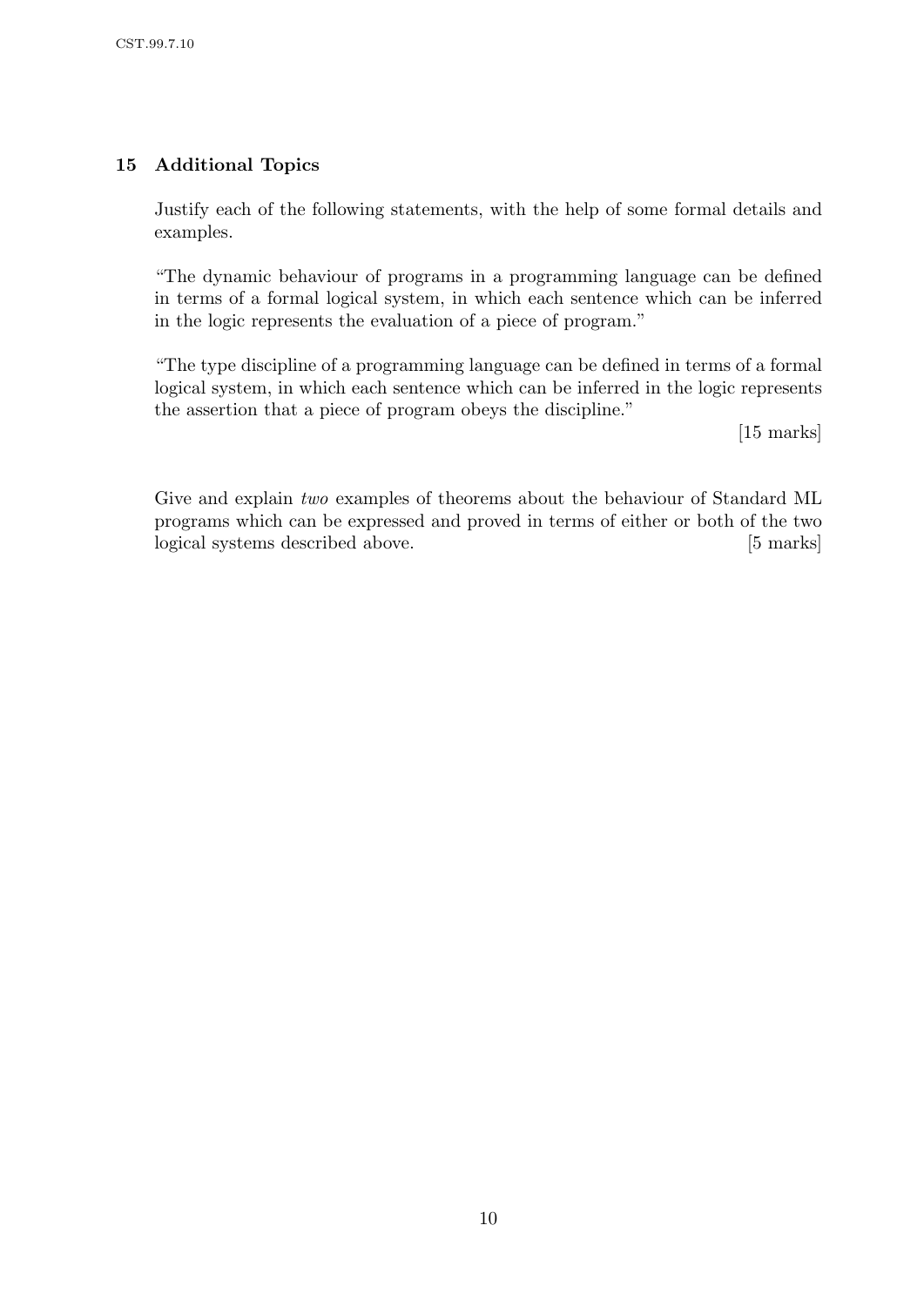## 15 Additional Topics

Justify each of the following statements, with the help of some formal details and examples.

"The dynamic behaviour of programs in a programming language can be defined in terms of a formal logical system, in which each sentence which can be inferred in the logic represents the evaluation of a piece of program."

"The type discipline of a programming language can be defined in terms of a formal logical system, in which each sentence which can be inferred in the logic represents the assertion that a piece of program obeys the discipline."

[15 marks]

Give and explain *two* examples of theorems about the behaviour of Standard ML programs which can be expressed and proved in terms of either or both of the two logical systems described above. [5 marks]